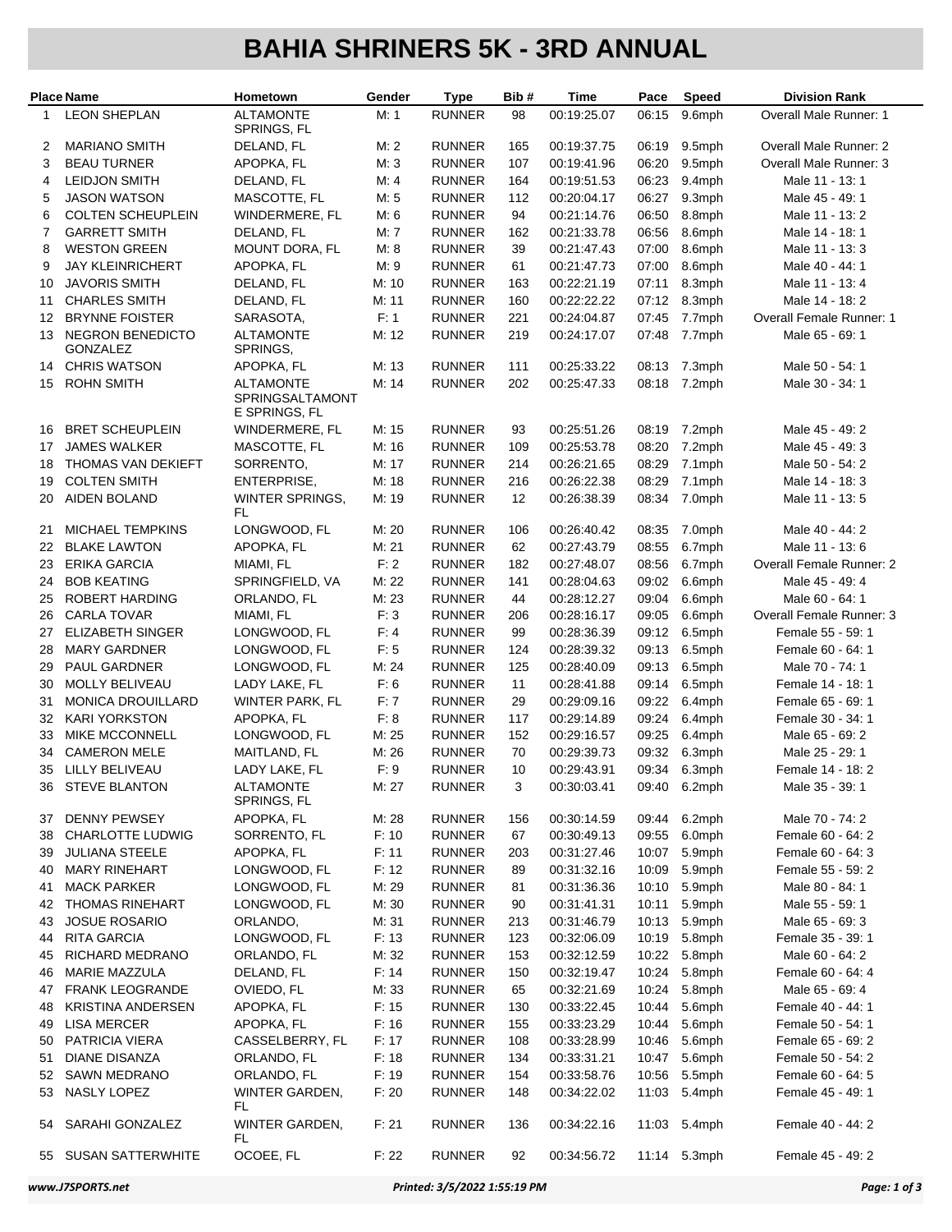# BAHIA SHRINERS 5K - 3RD ANNUAL

| Place | Name | Hometown | Gender | Type | Bib # | Time | Pace | Speed | Division Rank |
|---|---|---|---|---|---|---|---|---|---|
| 1 | LEON SHEPLAN | ALTAMONTE SPRINGS, FL | M: 1 | RUNNER | 98 | 00:19:25.07 | 06:15 | 9.6mph | Overall Male Runner: 1 |
| 2 | MARIANO SMITH | DELAND, FL | M: 2 | RUNNER | 165 | 00:19:37.75 | 06:19 | 9.5mph | Overall Male Runner: 2 |
| 3 | BEAU TURNER | APOPKA, FL | M: 3 | RUNNER | 107 | 00:19:41.96 | 06:20 | 9.5mph | Overall Male Runner: 3 |
| 4 | LEIDJON SMITH | DELAND, FL | M: 4 | RUNNER | 164 | 00:19:51.53 | 06:23 | 9.4mph | Male 11 - 13: 1 |
| 5 | JASON WATSON | MASCOTTE, FL | M: 5 | RUNNER | 112 | 00:20:04.17 | 06:27 | 9.3mph | Male 45 - 49: 1 |
| 6 | COLTEN SCHEUPLEIN | WINDERMERE, FL | M: 6 | RUNNER | 94 | 00:21:14.76 | 06:50 | 8.8mph | Male 11 - 13: 2 |
| 7 | GARRETT SMITH | DELAND, FL | M: 7 | RUNNER | 162 | 00:21:33.78 | 06:56 | 8.6mph | Male 14 - 18: 1 |
| 8 | WESTON GREEN | MOUNT DORA, FL | M: 8 | RUNNER | 39 | 00:21:47.43 | 07:00 | 8.6mph | Male 11 - 13: 3 |
| 9 | JAY KLEINRICHERT | APOPKA, FL | M: 9 | RUNNER | 61 | 00:21:47.73 | 07:00 | 8.6mph | Male 40 - 44: 1 |
| 10 | JAVORIS SMITH | DELAND, FL | M: 10 | RUNNER | 163 | 00:22:21.19 | 07:11 | 8.3mph | Male 11 - 13: 4 |
| 11 | CHARLES SMITH | DELAND, FL | M: 11 | RUNNER | 160 | 00:22:22.22 | 07:12 | 8.3mph | Male 14 - 18: 2 |
| 12 | BRYNNE FOISTER | SARASOTA, | F: 1 | RUNNER | 221 | 00:24:04.87 | 07:45 | 7.7mph | Overall Female Runner: 1 |
| 13 | NEGRON BENEDICTO GONZALEZ | ALTAMONTE SPRINGS, | M: 12 | RUNNER | 219 | 00:24:17.07 | 07:48 | 7.7mph | Male 65 - 69: 1 |
| 14 | CHRIS WATSON | APOPKA, FL | M: 13 | RUNNER | 111 | 00:25:33.22 | 08:13 | 7.3mph | Male 50 - 54: 1 |
| 15 | ROHN SMITH | ALTAMONTE SPRINGSALTAMONT E SPRINGS, FL | M: 14 | RUNNER | 202 | 00:25:47.33 | 08:18 | 7.2mph | Male 30 - 34: 1 |
| 16 | BRET SCHEUPLEIN | WINDERMERE, FL | M: 15 | RUNNER | 93 | 00:25:51.26 | 08:19 | 7.2mph | Male 45 - 49: 2 |
| 17 | JAMES WALKER | MASCOTTE, FL | M: 16 | RUNNER | 109 | 00:25:53.78 | 08:20 | 7.2mph | Male 45 - 49: 3 |
| 18 | THOMAS VAN DEKIEFT | SORRENTO, | M: 17 | RUNNER | 214 | 00:26:21.65 | 08:29 | 7.1mph | Male 50 - 54: 2 |
| 19 | COLTEN SMITH | ENTERPRISE, | M: 18 | RUNNER | 216 | 00:26:22.38 | 08:29 | 7.1mph | Male 14 - 18: 3 |
| 20 | AIDEN BOLAND | WINTER SPRINGS, FL | M: 19 | RUNNER | 12 | 00:26:38.39 | 08:34 | 7.0mph | Male 11 - 13: 5 |
| 21 | MICHAEL TEMPKINS | LONGWOOD, FL | M: 20 | RUNNER | 106 | 00:26:40.42 | 08:35 | 7.0mph | Male 40 - 44: 2 |
| 22 | BLAKE LAWTON | APOPKA, FL | M: 21 | RUNNER | 62 | 00:27:43.79 | 08:55 | 6.7mph | Male 11 - 13: 6 |
| 23 | ERIKA GARCIA | MIAMI, FL | F: 2 | RUNNER | 182 | 00:27:48.07 | 08:56 | 6.7mph | Overall Female Runner: 2 |
| 24 | BOB KEATING | SPRINGFIELD, VA | M: 22 | RUNNER | 141 | 00:28:04.63 | 09:02 | 6.6mph | Male 45 - 49: 4 |
| 25 | ROBERT HARDING | ORLANDO, FL | M: 23 | RUNNER | 44 | 00:28:12.27 | 09:04 | 6.6mph | Male 60 - 64: 1 |
| 26 | CARLA TOVAR | MIAMI, FL | F: 3 | RUNNER | 206 | 00:28:16.17 | 09:05 | 6.6mph | Overall Female Runner: 3 |
| 27 | ELIZABETH SINGER | LONGWOOD, FL | F: 4 | RUNNER | 99 | 00:28:36.39 | 09:12 | 6.5mph | Female 55 - 59: 1 |
| 28 | MARY GARDNER | LONGWOOD, FL | F: 5 | RUNNER | 124 | 00:28:39.32 | 09:13 | 6.5mph | Female 60 - 64: 1 |
| 29 | PAUL GARDNER | LONGWOOD, FL | M: 24 | RUNNER | 125 | 00:28:40.09 | 09:13 | 6.5mph | Male 70 - 74: 1 |
| 30 | MOLLY BELIVEAU | LADY LAKE, FL | F: 6 | RUNNER | 11 | 00:28:41.88 | 09:14 | 6.5mph | Female 14 - 18: 1 |
| 31 | MONICA DROUILLARD | WINTER PARK, FL | F: 7 | RUNNER | 29 | 00:29:09.16 | 09:22 | 6.4mph | Female 65 - 69: 1 |
| 32 | KARI YORKSTON | APOPKA, FL | F: 8 | RUNNER | 117 | 00:29:14.89 | 09:24 | 6.4mph | Female 30 - 34: 1 |
| 33 | MIKE MCCONNELL | LONGWOOD, FL | M: 25 | RUNNER | 152 | 00:29:16.57 | 09:25 | 6.4mph | Male 65 - 69: 2 |
| 34 | CAMERON MELE | MAITLAND, FL | M: 26 | RUNNER | 70 | 00:29:39.73 | 09:32 | 6.3mph | Male 25 - 29: 1 |
| 35 | LILLY BELIVEAU | LADY LAKE, FL | F: 9 | RUNNER | 10 | 00:29:43.91 | 09:34 | 6.3mph | Female 14 - 18: 2 |
| 36 | STEVE BLANTON | ALTAMONTE SPRINGS, FL | M: 27 | RUNNER | 3 | 00:30:03.41 | 09:40 | 6.2mph | Male 35 - 39: 1 |
| 37 | DENNY PEWSEY | APOPKA, FL | M: 28 | RUNNER | 156 | 00:30:14.59 | 09:44 | 6.2mph | Male 70 - 74: 2 |
| 38 | CHARLOTTE LUDWIG | SORRENTO, FL | F: 10 | RUNNER | 67 | 00:30:49.13 | 09:55 | 6.0mph | Female 60 - 64: 2 |
| 39 | JULIANA STEELE | APOPKA, FL | F: 11 | RUNNER | 203 | 00:31:27.46 | 10:07 | 5.9mph | Female 60 - 64: 3 |
| 40 | MARY RINEHART | LONGWOOD, FL | F: 12 | RUNNER | 89 | 00:31:32.16 | 10:09 | 5.9mph | Female 55 - 59: 2 |
| 41 | MACK PARKER | LONGWOOD, FL | M: 29 | RUNNER | 81 | 00:31:36.36 | 10:10 | 5.9mph | Male 80 - 84: 1 |
| 42 | THOMAS RINEHART | LONGWOOD, FL | M: 30 | RUNNER | 90 | 00:31:41.31 | 10:11 | 5.9mph | Male 55 - 59: 1 |
| 43 | JOSUE ROSARIO | ORLANDO, | M: 31 | RUNNER | 213 | 00:31:46.79 | 10:13 | 5.9mph | Male 65 - 69: 3 |
| 44 | RITA GARCIA | LONGWOOD, FL | F: 13 | RUNNER | 123 | 00:32:06.09 | 10:19 | 5.8mph | Female 35 - 39: 1 |
| 45 | RICHARD MEDRANO | ORLANDO, FL | M: 32 | RUNNER | 153 | 00:32:12.59 | 10:22 | 5.8mph | Male 60 - 64: 2 |
| 46 | MARIE MAZZULA | DELAND, FL | F: 14 | RUNNER | 150 | 00:32:19.47 | 10:24 | 5.8mph | Female 60 - 64: 4 |
| 47 | FRANK LEOGRANDE | OVIEDO, FL | M: 33 | RUNNER | 65 | 00:32:21.69 | 10:24 | 5.8mph | Male 65 - 69: 4 |
| 48 | KRISTINA ANDERSEN | APOPKA, FL | F: 15 | RUNNER | 130 | 00:33:22.45 | 10:44 | 5.6mph | Female 40 - 44: 1 |
| 49 | LISA MERCER | APOPKA, FL | F: 16 | RUNNER | 155 | 00:33:23.29 | 10:44 | 5.6mph | Female 50 - 54: 1 |
| 50 | PATRICIA VIERA | CASSELBERRY, FL | F: 17 | RUNNER | 108 | 00:33:28.99 | 10:46 | 5.6mph | Female 65 - 69: 2 |
| 51 | DIANE DISANZA | ORLANDO, FL | F: 18 | RUNNER | 134 | 00:33:31.21 | 10:47 | 5.6mph | Female 50 - 54: 2 |
| 52 | SAWN MEDRANO | ORLANDO, FL | F: 19 | RUNNER | 154 | 00:33:58.76 | 10:56 | 5.5mph | Female 60 - 64: 5 |
| 53 | NASLY LOPEZ | WINTER GARDEN, FL | F: 20 | RUNNER | 148 | 00:34:22.02 | 11:03 | 5.4mph | Female 45 - 49: 1 |
| 54 | SARAHI GONZALEZ | WINTER GARDEN, FL | F: 21 | RUNNER | 136 | 00:34:22.16 | 11:03 | 5.4mph | Female 40 - 44: 2 |
| 55 | SUSAN SATTERWHITE | OCOEE, FL | F: 22 | RUNNER | 92 | 00:34:56.72 | 11:14 | 5.3mph | Female 45 - 49: 2 |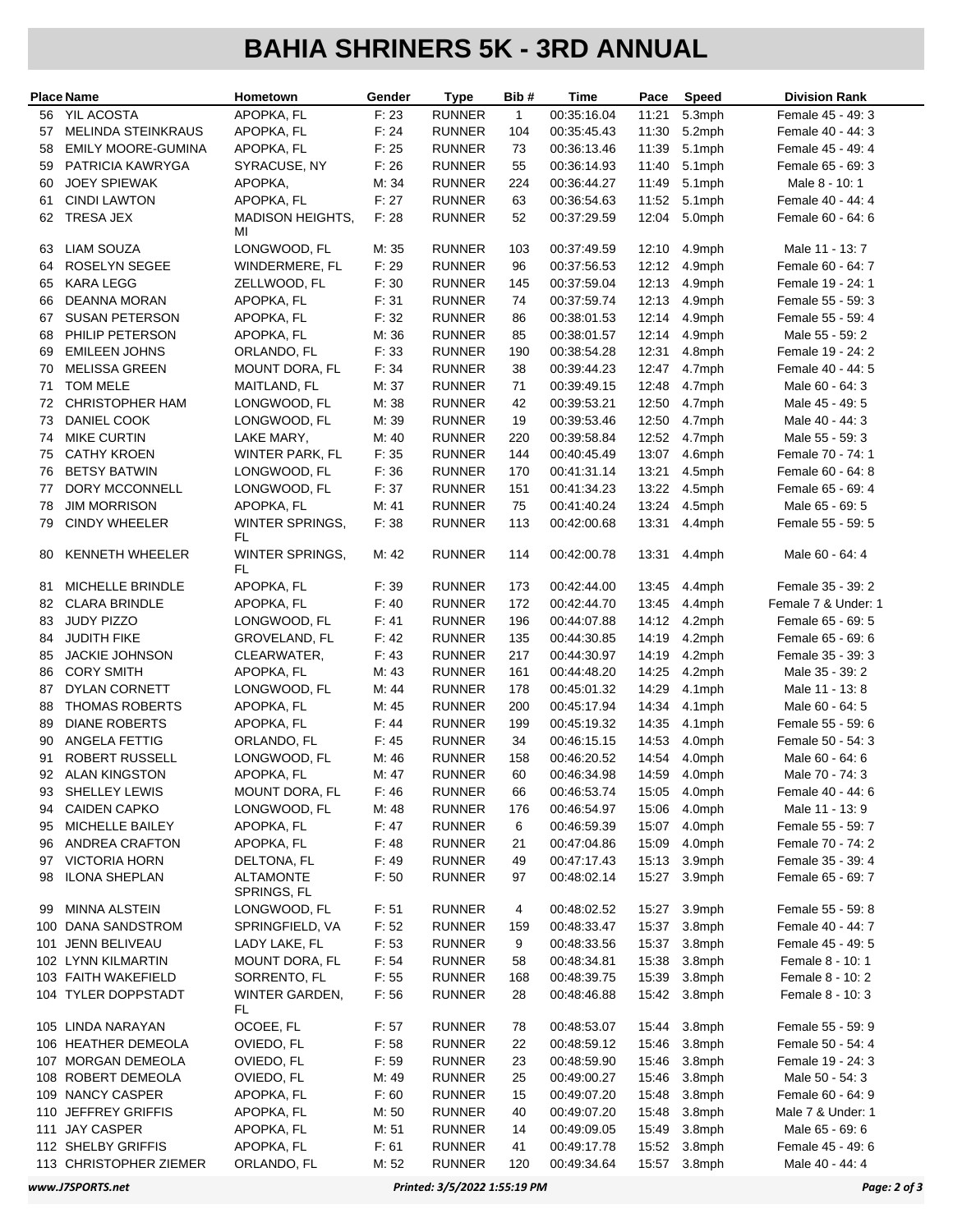# BAHIA SHRINERS 5K - 3RD ANNUAL

| Place | Name | Hometown | Gender | Type | Bib # | Time | Pace | Speed | Division Rank |
|---|---|---|---|---|---|---|---|---|---|
| 56 | YIL ACOSTA | APOPKA, FL | F: 23 | RUNNER | 1 | 00:35:16.04 | 11:21 | 5.3mph | Female 45 - 49: 3 |
| 57 | MELINDA STEINKRAUS | APOPKA, FL | F: 24 | RUNNER | 104 | 00:35:45.43 | 11:30 | 5.2mph | Female 40 - 44: 3 |
| 58 | EMILY MOORE-GUMINA | APOPKA, FL | F: 25 | RUNNER | 73 | 00:36:13.46 | 11:39 | 5.1mph | Female 45 - 49: 4 |
| 59 | PATRICIA KAWRYGA | SYRACUSE, NY | F: 26 | RUNNER | 55 | 00:36:14.93 | 11:40 | 5.1mph | Female 65 - 69: 3 |
| 60 | JOEY SPIEWAK | APOPKA, | M: 34 | RUNNER | 224 | 00:36:44.27 | 11:49 | 5.1mph | Male 8 - 10: 1 |
| 61 | CINDI LAWTON | APOPKA, FL | F: 27 | RUNNER | 63 | 00:36:54.63 | 11:52 | 5.1mph | Female 40 - 44: 4 |
| 62 | TRESA JEX | MADISON HEIGHTS, MI | F: 28 | RUNNER | 52 | 00:37:29.59 | 12:04 | 5.0mph | Female 60 - 64: 6 |
| 63 | LIAM SOUZA | LONGWOOD, FL | M: 35 | RUNNER | 103 | 00:37:49.59 | 12:10 | 4.9mph | Male 11 - 13: 7 |
| 64 | ROSELYN SEGEE | WINDERMERE, FL | F: 29 | RUNNER | 96 | 00:37:56.53 | 12:12 | 4.9mph | Female 60 - 64: 7 |
| 65 | KARA LEGG | ZELLWOOD, FL | F: 30 | RUNNER | 145 | 00:37:59.04 | 12:13 | 4.9mph | Female 19 - 24: 1 |
| 66 | DEANNA MORAN | APOPKA, FL | F: 31 | RUNNER | 74 | 00:37:59.74 | 12:13 | 4.9mph | Female 55 - 59: 3 |
| 67 | SUSAN PETERSON | APOPKA, FL | F: 32 | RUNNER | 86 | 00:38:01.53 | 12:14 | 4.9mph | Female 55 - 59: 4 |
| 68 | PHILIP PETERSON | APOPKA, FL | M: 36 | RUNNER | 85 | 00:38:01.57 | 12:14 | 4.9mph | Male 55 - 59: 2 |
| 69 | EMILEEN JOHNS | ORLANDO, FL | F: 33 | RUNNER | 190 | 00:38:54.28 | 12:31 | 4.8mph | Female 19 - 24: 2 |
| 70 | MELISSA GREEN | MOUNT DORA, FL | F: 34 | RUNNER | 38 | 00:39:44.23 | 12:47 | 4.7mph | Female 40 - 44: 5 |
| 71 | TOM MELE | MAITLAND, FL | M: 37 | RUNNER | 71 | 00:39:49.15 | 12:48 | 4.7mph | Male 60 - 64: 3 |
| 72 | CHRISTOPHER HAM | LONGWOOD, FL | M: 38 | RUNNER | 42 | 00:39:53.21 | 12:50 | 4.7mph | Male 45 - 49: 5 |
| 73 | DANIEL COOK | LONGWOOD, FL | M: 39 | RUNNER | 19 | 00:39:53.46 | 12:50 | 4.7mph | Male 40 - 44: 3 |
| 74 | MIKE CURTIN | LAKE MARY, | M: 40 | RUNNER | 220 | 00:39:58.84 | 12:52 | 4.7mph | Male 55 - 59: 3 |
| 75 | CATHY KROEN | WINTER PARK, FL | F: 35 | RUNNER | 144 | 00:40:45.49 | 13:07 | 4.6mph | Female 70 - 74: 1 |
| 76 | BETSY BATWIN | LONGWOOD, FL | F: 36 | RUNNER | 170 | 00:41:31.14 | 13:21 | 4.5mph | Female 60 - 64: 8 |
| 77 | DORY MCCONNELL | LONGWOOD, FL | F: 37 | RUNNER | 151 | 00:41:34.23 | 13:22 | 4.5mph | Female 65 - 69: 4 |
| 78 | JIM MORRISON | APOPKA, FL | M: 41 | RUNNER | 75 | 00:41:40.24 | 13:24 | 4.5mph | Male 65 - 69: 5 |
| 79 | CINDY WHEELER | WINTER SPRINGS, FL | F: 38 | RUNNER | 113 | 00:42:00.68 | 13:31 | 4.4mph | Female 55 - 59: 5 |
| 80 | KENNETH WHEELER | WINTER SPRINGS, FL | M: 42 | RUNNER | 114 | 00:42:00.78 | 13:31 | 4.4mph | Male 60 - 64: 4 |
| 81 | MICHELLE BRINDLE | APOPKA, FL | F: 39 | RUNNER | 173 | 00:42:44.00 | 13:45 | 4.4mph | Female 35 - 39: 2 |
| 82 | CLARA BRINDLE | APOPKA, FL | F: 40 | RUNNER | 172 | 00:42:44.70 | 13:45 | 4.4mph | Female 7 & Under: 1 |
| 83 | JUDY PIZZO | LONGWOOD, FL | F: 41 | RUNNER | 196 | 00:44:07.88 | 14:12 | 4.2mph | Female 65 - 69: 5 |
| 84 | JUDITH FIKE | GROVELAND, FL | F: 42 | RUNNER | 135 | 00:44:30.85 | 14:19 | 4.2mph | Female 65 - 69: 6 |
| 85 | JACKIE JOHNSON | CLEARWATER, | F: 43 | RUNNER | 217 | 00:44:30.97 | 14:19 | 4.2mph | Female 35 - 39: 3 |
| 86 | CORY SMITH | APOPKA, FL | M: 43 | RUNNER | 161 | 00:44:48.20 | 14:25 | 4.2mph | Male 35 - 39: 2 |
| 87 | DYLAN CORNETT | LONGWOOD, FL | M: 44 | RUNNER | 178 | 00:45:01.32 | 14:29 | 4.1mph | Male 11 - 13: 8 |
| 88 | THOMAS ROBERTS | APOPKA, FL | M: 45 | RUNNER | 200 | 00:45:17.94 | 14:34 | 4.1mph | Male 60 - 64: 5 |
| 89 | DIANE ROBERTS | APOPKA, FL | F: 44 | RUNNER | 199 | 00:45:19.32 | 14:35 | 4.1mph | Female 55 - 59: 6 |
| 90 | ANGELA FETTIG | ORLANDO, FL | F: 45 | RUNNER | 34 | 00:46:15.15 | 14:53 | 4.0mph | Female 50 - 54: 3 |
| 91 | ROBERT RUSSELL | LONGWOOD, FL | M: 46 | RUNNER | 158 | 00:46:20.52 | 14:54 | 4.0mph | Male 60 - 64: 6 |
| 92 | ALAN KINGSTON | APOPKA, FL | M: 47 | RUNNER | 60 | 00:46:34.98 | 14:59 | 4.0mph | Male 70 - 74: 3 |
| 93 | SHELLEY LEWIS | MOUNT DORA, FL | F: 46 | RUNNER | 66 | 00:46:53.74 | 15:05 | 4.0mph | Female 40 - 44: 6 |
| 94 | CAIDEN CAPKO | LONGWOOD, FL | M: 48 | RUNNER | 176 | 00:46:54.97 | 15:06 | 4.0mph | Male 11 - 13: 9 |
| 95 | MICHELLE BAILEY | APOPKA, FL | F: 47 | RUNNER | 6 | 00:46:59.39 | 15:07 | 4.0mph | Female 55 - 59: 7 |
| 96 | ANDREA CRAFTON | APOPKA, FL | F: 48 | RUNNER | 21 | 00:47:04.86 | 15:09 | 4.0mph | Female 70 - 74: 2 |
| 97 | VICTORIA HORN | DELTONA, FL | F: 49 | RUNNER | 49 | 00:47:17.43 | 15:13 | 3.9mph | Female 35 - 39: 4 |
| 98 | ILONA SHEPLAN | ALTAMONTE SPRINGS, FL | F: 50 | RUNNER | 97 | 00:48:02.14 | 15:27 | 3.9mph | Female 65 - 69: 7 |
| 99 | MINNA ALSTEIN | LONGWOOD, FL | F: 51 | RUNNER | 4 | 00:48:02.52 | 15:27 | 3.9mph | Female 55 - 59: 8 |
| 100 | DANA SANDSTROM | SPRINGFIELD, VA | F: 52 | RUNNER | 159 | 00:48:33.47 | 15:37 | 3.8mph | Female 40 - 44: 7 |
| 101 | JENN BELIVEAU | LADY LAKE, FL | F: 53 | RUNNER | 9 | 00:48:33.56 | 15:37 | 3.8mph | Female 45 - 49: 5 |
| 102 | LYNN KILMARTIN | MOUNT DORA, FL | F: 54 | RUNNER | 58 | 00:48:34.81 | 15:38 | 3.8mph | Female 8 - 10: 1 |
| 103 | FAITH WAKEFIELD | SORRENTO, FL | F: 55 | RUNNER | 168 | 00:48:39.75 | 15:39 | 3.8mph | Female 8 - 10: 2 |
| 104 | TYLER DOPPSTADT | WINTER GARDEN, FL | F: 56 | RUNNER | 28 | 00:48:46.88 | 15:42 | 3.8mph | Female 8 - 10: 3 |
| 105 | LINDA NARAYAN | OCOEE, FL | F: 57 | RUNNER | 78 | 00:48:53.07 | 15:44 | 3.8mph | Female 55 - 59: 9 |
| 106 | HEATHER DEMEOLA | OVIEDO, FL | F: 58 | RUNNER | 22 | 00:48:59.12 | 15:46 | 3.8mph | Female 50 - 54: 4 |
| 107 | MORGAN DEMEOLA | OVIEDO, FL | F: 59 | RUNNER | 23 | 00:48:59.90 | 15:46 | 3.8mph | Female 19 - 24: 3 |
| 108 | ROBERT DEMEOLA | OVIEDO, FL | M: 49 | RUNNER | 25 | 00:49:00.27 | 15:46 | 3.8mph | Male 50 - 54: 3 |
| 109 | NANCY CASPER | APOPKA, FL | F: 60 | RUNNER | 15 | 00:49:07.20 | 15:48 | 3.8mph | Female 60 - 64: 9 |
| 110 | JEFFREY GRIFFIS | APOPKA, FL | M: 50 | RUNNER | 40 | 00:49:07.20 | 15:48 | 3.8mph | Male 7 & Under: 1 |
| 111 | JAY CASPER | APOPKA, FL | M: 51 | RUNNER | 14 | 00:49:09.05 | 15:49 | 3.8mph | Male 65 - 69: 6 |
| 112 | SHELBY GRIFFIS | APOPKA, FL | F: 61 | RUNNER | 41 | 00:49:17.78 | 15:52 | 3.8mph | Female 45 - 49: 6 |
| 113 | CHRISTOPHER ZIEMER | ORLANDO, FL | M: 52 | RUNNER | 120 | 00:49:34.64 | 15:57 | 3.8mph | Male 40 - 44: 4 |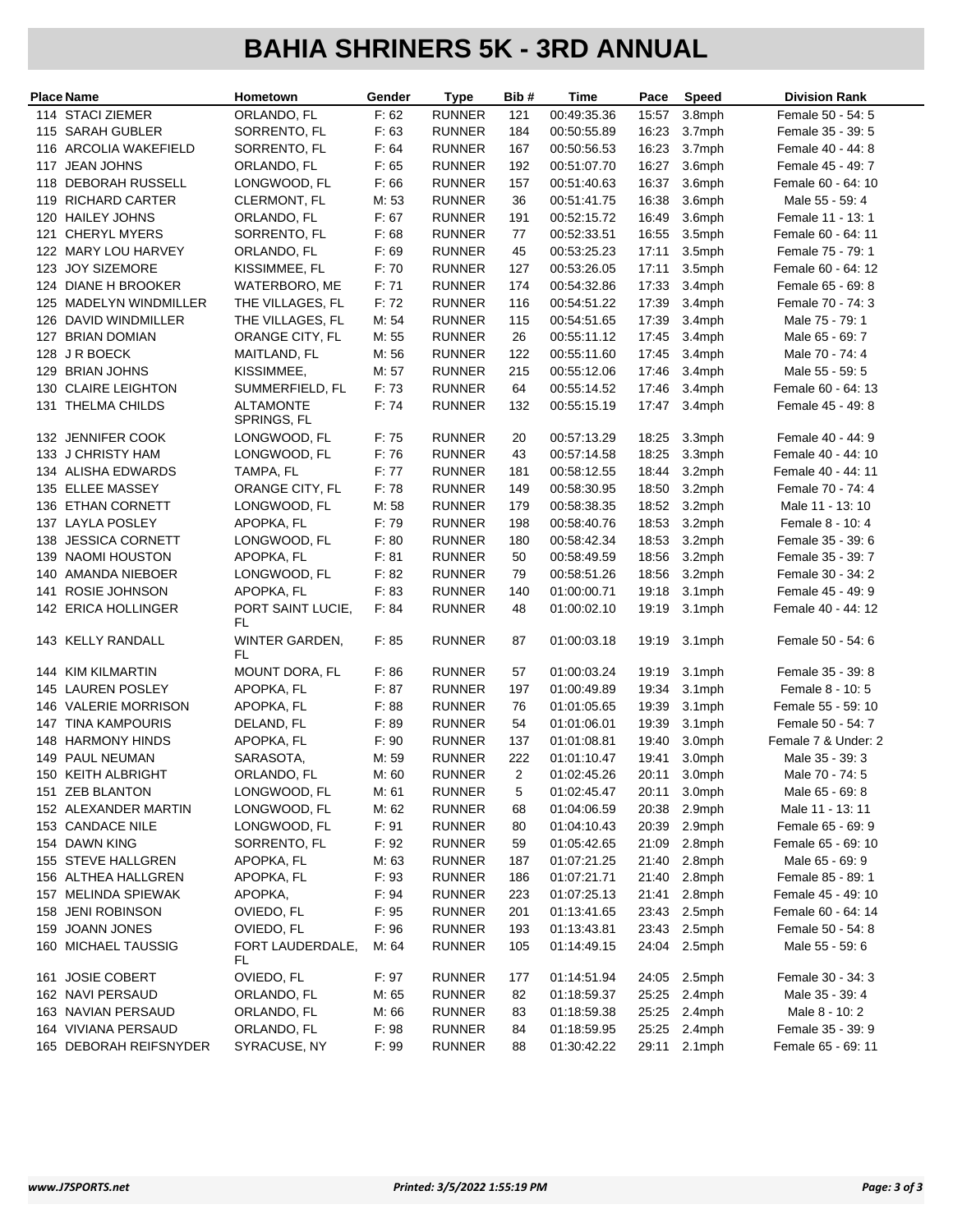# BAHIA SHRINERS 5K - 3RD ANNUAL

| Place | Name | Hometown | Gender | Type | Bib # | Time | Pace | Speed | Division Rank |
|---|---|---|---|---|---|---|---|---|---|
| 114 | STACI ZIEMER | ORLANDO, FL | F: 62 | RUNNER | 121 | 00:49:35.36 | 15:57 | 3.8mph | Female 50 - 54: 5 |
| 115 | SARAH GUBLER | SORRENTO, FL | F: 63 | RUNNER | 184 | 00:50:55.89 | 16:23 | 3.7mph | Female 35 - 39: 5 |
| 116 | ARCOLIA WAKEFIELD | SORRENTO, FL | F: 64 | RUNNER | 167 | 00:50:56.53 | 16:23 | 3.7mph | Female 40 - 44: 8 |
| 117 | JEAN JOHNS | ORLANDO, FL | F: 65 | RUNNER | 192 | 00:51:07.70 | 16:27 | 3.6mph | Female 45 - 49: 7 |
| 118 | DEBORAH RUSSELL | LONGWOOD, FL | F: 66 | RUNNER | 157 | 00:51:40.63 | 16:37 | 3.6mph | Female 60 - 64: 10 |
| 119 | RICHARD CARTER | CLERMONT, FL | M: 53 | RUNNER | 36 | 00:51:41.75 | 16:38 | 3.6mph | Male 55 - 59: 4 |
| 120 | HAILEY JOHNS | ORLANDO, FL | F: 67 | RUNNER | 191 | 00:52:15.72 | 16:49 | 3.6mph | Female 11 - 13: 1 |
| 121 | CHERYL MYERS | SORRENTO, FL | F: 68 | RUNNER | 77 | 00:52:33.51 | 16:55 | 3.5mph | Female 60 - 64: 11 |
| 122 | MARY LOU HARVEY | ORLANDO, FL | F: 69 | RUNNER | 45 | 00:53:25.23 | 17:11 | 3.5mph | Female 75 - 79: 1 |
| 123 | JOY SIZEMORE | KISSIMMEE, FL | F: 70 | RUNNER | 127 | 00:53:26.05 | 17:11 | 3.5mph | Female 60 - 64: 12 |
| 124 | DIANE H BROOKER | WATERBORO, ME | F: 71 | RUNNER | 174 | 00:54:32.86 | 17:33 | 3.4mph | Female 65 - 69: 8 |
| 125 | MADELYN WINDMILLER | THE VILLAGES, FL | F: 72 | RUNNER | 116 | 00:54:51.22 | 17:39 | 3.4mph | Female 70 - 74: 3 |
| 126 | DAVID WINDMILLER | THE VILLAGES, FL | M: 54 | RUNNER | 115 | 00:54:51.65 | 17:39 | 3.4mph | Male 75 - 79: 1 |
| 127 | BRIAN DOMIAN | ORANGE CITY, FL | M: 55 | RUNNER | 26 | 00:55:11.12 | 17:45 | 3.4mph | Male 65 - 69: 7 |
| 128 | J R BOECK | MAITLAND, FL | M: 56 | RUNNER | 122 | 00:55:11.60 | 17:45 | 3.4mph | Male 70 - 74: 4 |
| 129 | BRIAN JOHNS | KISSIMMEE, | M: 57 | RUNNER | 215 | 00:55:12.06 | 17:46 | 3.4mph | Male 55 - 59: 5 |
| 130 | CLAIRE LEIGHTON | SUMMERFIELD, FL | F: 73 | RUNNER | 64 | 00:55:14.52 | 17:46 | 3.4mph | Female 60 - 64: 13 |
| 131 | THELMA CHILDS | ALTAMONTE SPRINGS, FL | F: 74 | RUNNER | 132 | 00:55:15.19 | 17:47 | 3.4mph | Female 45 - 49: 8 |
| 132 | JENNIFER COOK | LONGWOOD, FL | F: 75 | RUNNER | 20 | 00:57:13.29 | 18:25 | 3.3mph | Female 40 - 44: 9 |
| 133 | J CHRISTY HAM | LONGWOOD, FL | F: 76 | RUNNER | 43 | 00:57:14.58 | 18:25 | 3.3mph | Female 40 - 44: 10 |
| 134 | ALISHA EDWARDS | TAMPA, FL | F: 77 | RUNNER | 181 | 00:58:12.55 | 18:44 | 3.2mph | Female 40 - 44: 11 |
| 135 | ELLEE MASSEY | ORANGE CITY, FL | F: 78 | RUNNER | 149 | 00:58:30.95 | 18:50 | 3.2mph | Female 70 - 74: 4 |
| 136 | ETHAN CORNETT | LONGWOOD, FL | M: 58 | RUNNER | 179 | 00:58:38.35 | 18:52 | 3.2mph | Male 11 - 13: 10 |
| 137 | LAYLA POSLEY | APOPKA, FL | F: 79 | RUNNER | 198 | 00:58:40.76 | 18:53 | 3.2mph | Female 8 - 10: 4 |
| 138 | JESSICA CORNETT | LONGWOOD, FL | F: 80 | RUNNER | 180 | 00:58:42.34 | 18:53 | 3.2mph | Female 35 - 39: 6 |
| 139 | NAOMI HOUSTON | APOPKA, FL | F: 81 | RUNNER | 50 | 00:58:49.59 | 18:56 | 3.2mph | Female 35 - 39: 7 |
| 140 | AMANDA NIEBOER | LONGWOOD, FL | F: 82 | RUNNER | 79 | 00:58:51.26 | 18:56 | 3.2mph | Female 30 - 34: 2 |
| 141 | ROSIE JOHNSON | APOPKA, FL | F: 83 | RUNNER | 140 | 01:00:00.71 | 19:18 | 3.1mph | Female 45 - 49: 9 |
| 142 | ERICA HOLLINGER | PORT SAINT LUCIE, FL | F: 84 | RUNNER | 48 | 01:00:02.10 | 19:19 | 3.1mph | Female 40 - 44: 12 |
| 143 | KELLY RANDALL | WINTER GARDEN, FL | F: 85 | RUNNER | 87 | 01:00:03.18 | 19:19 | 3.1mph | Female 50 - 54: 6 |
| 144 | KIM KILMARTIN | MOUNT DORA, FL | F: 86 | RUNNER | 57 | 01:00:03.24 | 19:19 | 3.1mph | Female 35 - 39: 8 |
| 145 | LAUREN POSLEY | APOPKA, FL | F: 87 | RUNNER | 197 | 01:00:49.89 | 19:34 | 3.1mph | Female 8 - 10: 5 |
| 146 | VALERIE MORRISON | APOPKA, FL | F: 88 | RUNNER | 76 | 01:01:05.65 | 19:39 | 3.1mph | Female 55 - 59: 10 |
| 147 | TINA KAMPOURIS | DELAND, FL | F: 89 | RUNNER | 54 | 01:01:06.01 | 19:39 | 3.1mph | Female 50 - 54: 7 |
| 148 | HARMONY HINDS | APOPKA, FL | F: 90 | RUNNER | 137 | 01:01:08.81 | 19:40 | 3.0mph | Female 7 & Under: 2 |
| 149 | PAUL NEUMAN | SARASOTA, | M: 59 | RUNNER | 222 | 01:01:10.47 | 19:41 | 3.0mph | Male 35 - 39: 3 |
| 150 | KEITH ALBRIGHT | ORLANDO, FL | M: 60 | RUNNER | 2 | 01:02:45.26 | 20:11 | 3.0mph | Male 70 - 74: 5 |
| 151 | ZEB BLANTON | LONGWOOD, FL | M: 61 | RUNNER | 5 | 01:02:45.47 | 20:11 | 3.0mph | Male 65 - 69: 8 |
| 152 | ALEXANDER MARTIN | LONGWOOD, FL | M: 62 | RUNNER | 68 | 01:04:06.59 | 20:38 | 2.9mph | Male 11 - 13: 11 |
| 153 | CANDACE NILE | LONGWOOD, FL | F: 91 | RUNNER | 80 | 01:04:10.43 | 20:39 | 2.9mph | Female 65 - 69: 9 |
| 154 | DAWN KING | SORRENTO, FL | F: 92 | RUNNER | 59 | 01:05:42.65 | 21:09 | 2.8mph | Female 65 - 69: 10 |
| 155 | STEVE HALLGREN | APOPKA, FL | M: 63 | RUNNER | 187 | 01:07:21.25 | 21:40 | 2.8mph | Male 65 - 69: 9 |
| 156 | ALTHEA HALLGREN | APOPKA, FL | F: 93 | RUNNER | 186 | 01:07:21.71 | 21:40 | 2.8mph | Female 85 - 89: 1 |
| 157 | MELINDA SPIEWAK | APOPKA, | F: 94 | RUNNER | 223 | 01:07:25.13 | 21:41 | 2.8mph | Female 45 - 49: 10 |
| 158 | JENI ROBINSON | OVIEDO, FL | F: 95 | RUNNER | 201 | 01:13:41.65 | 23:43 | 2.5mph | Female 60 - 64: 14 |
| 159 | JOANN JONES | OVIEDO, FL | F: 96 | RUNNER | 193 | 01:13:43.81 | 23:43 | 2.5mph | Female 50 - 54: 8 |
| 160 | MICHAEL TAUSSIG | FORT LAUDERDALE, FL | M: 64 | RUNNER | 105 | 01:14:49.15 | 24:04 | 2.5mph | Male 55 - 59: 6 |
| 161 | JOSIE COBERT | OVIEDO, FL | F: 97 | RUNNER | 177 | 01:14:51.94 | 24:05 | 2.5mph | Female 30 - 34: 3 |
| 162 | NAVI PERSAUD | ORLANDO, FL | M: 65 | RUNNER | 82 | 01:18:59.37 | 25:25 | 2.4mph | Male 35 - 39: 4 |
| 163 | NAVIAN PERSAUD | ORLANDO, FL | M: 66 | RUNNER | 83 | 01:18:59.38 | 25:25 | 2.4mph | Male 8 - 10: 2 |
| 164 | VIVIANA PERSAUD | ORLANDO, FL | F: 98 | RUNNER | 84 | 01:18:59.95 | 25:25 | 2.4mph | Female 35 - 39: 9 |
| 165 | DEBORAH REIFSNYDER | SYRACUSE, NY | F: 99 | RUNNER | 88 | 01:30:42.22 | 29:11 | 2.1mph | Female 65 - 69: 11 |

*www.J7SPORTS.net* *Printed: 3/5/2022 1:55:19 PM*